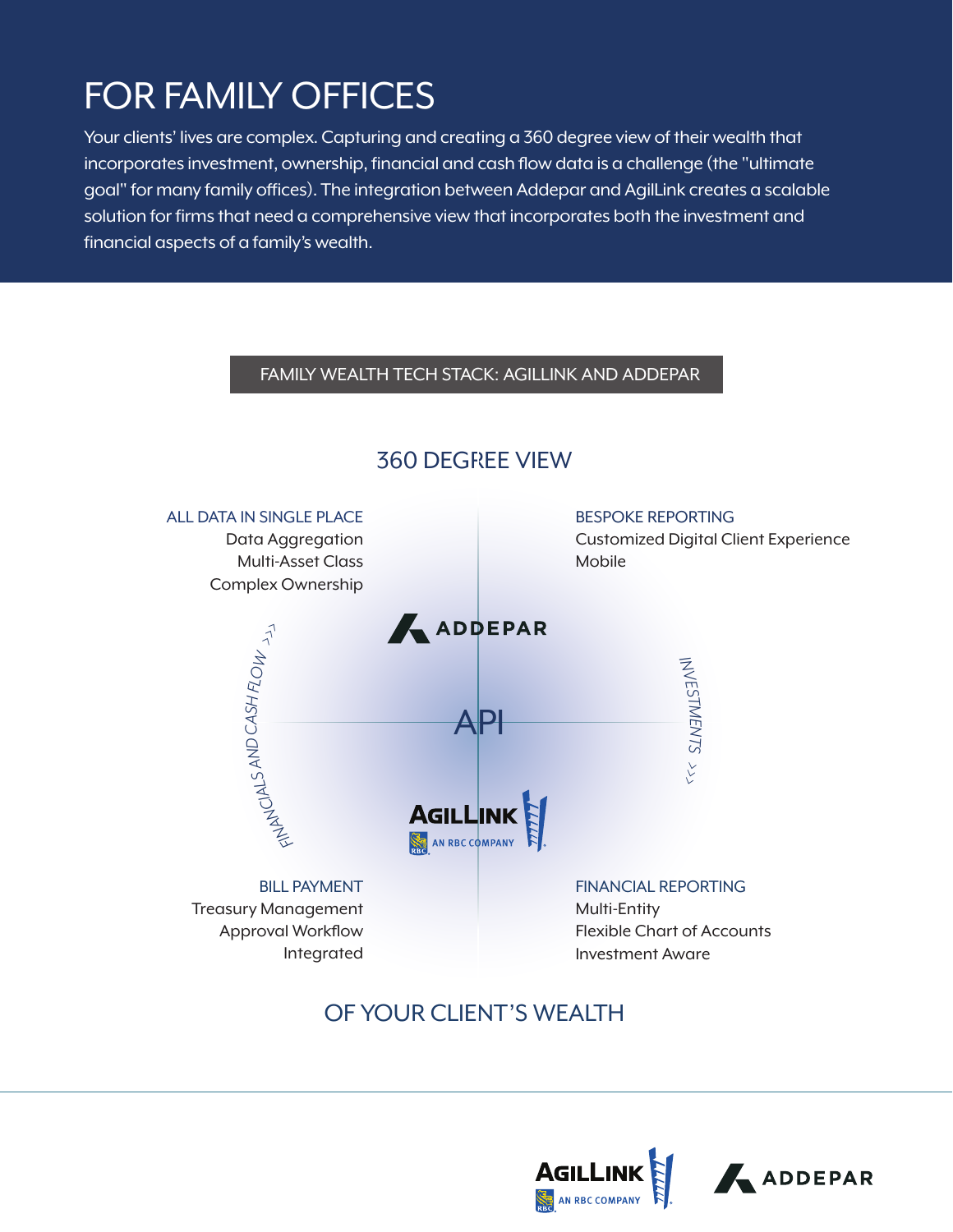# FOR FAMILY OFFICES

Your clients' lives are complex. Capturing and creating a 360 degree view of their wealth that incorporates investment, ownership, financial and cash flow data is a challenge (the "ultimate goal" for many family offices). The integration between Addepar and AgilLink creates a scalable solution for firms that need a comprehensive view that incorporates both the investment and financial aspects of a family's wealth.

## FAMILY WEALTH TECH STACK: AGILLINK AND ADDEPAR

### 360 DEGREE VIEW

**ALL DATA IN SINGLE PLACE**
- Data Aggregation
- Multi-Asset Class
- Complex Ownership

**BESPOKE REPORTING**
- Customized Digital Client Experience
- Mobile

ADDEPAR

FINANCIALS AND CASH FLOW

API

INVESTMENTS

AGILLINK AN RBC COMPANY

**BILL PAYMENT**
- Treasury Management
- Approval Workflow
- Integrated

**FINANCIAL REPORTING**
- Multi-Entity
- Flexible Chart of Accounts
- Investment Aware

### OF YOUR CLIENT'S WEALTH

AGILLINK AN RBC COMPANY  ADDEPAR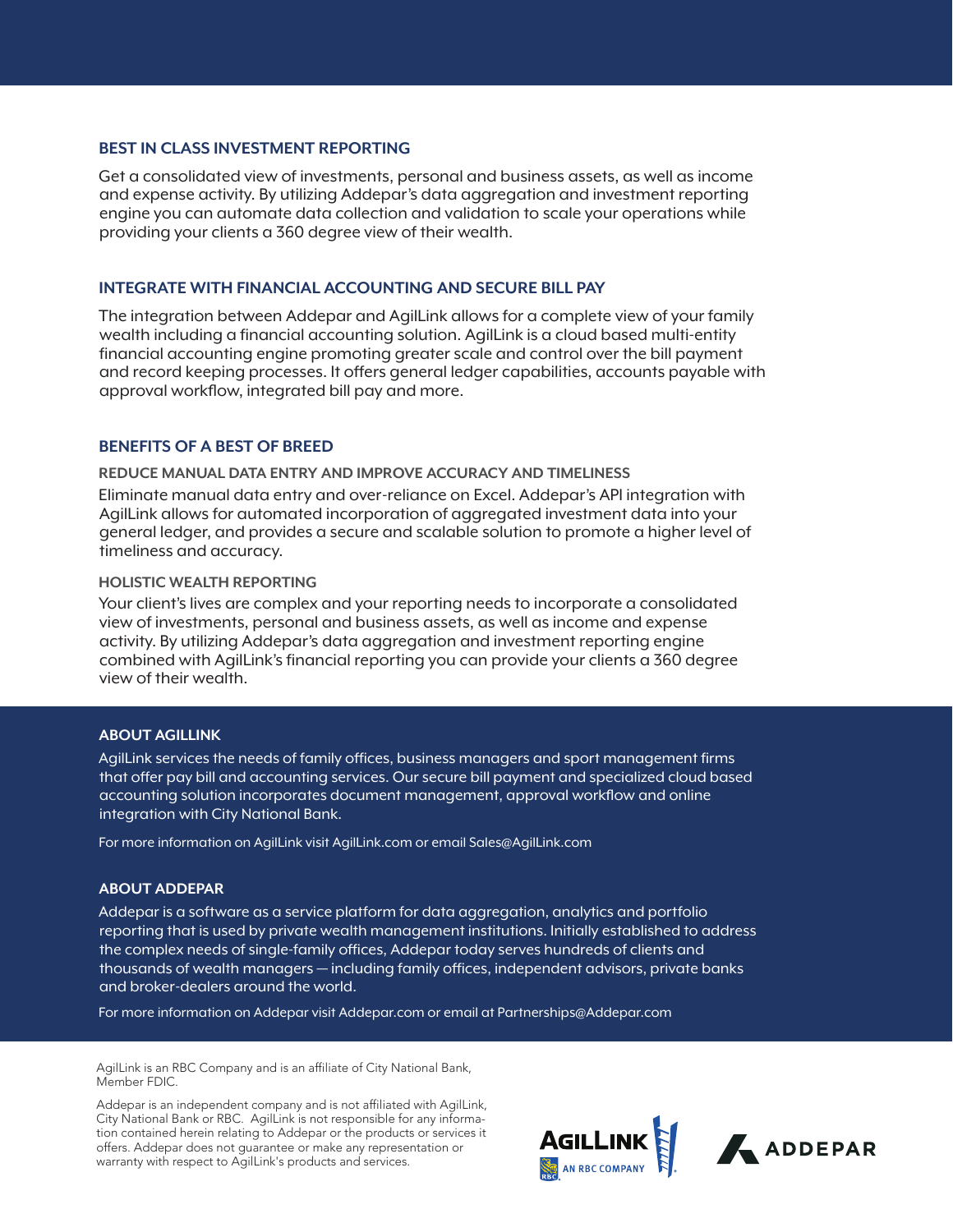## BEST IN CLASS INVESTMENT REPORTING

Get a consolidated view of investments, personal and business assets, as well as income and expense activity. By utilizing Addepar's data aggregation and investment reporting engine you can automate data collection and validation to scale your operations while providing your clients a 360 degree view of their wealth.

## INTEGRATE WITH FINANCIAL ACCOUNTING AND SECURE BILL PAY

The integration between Addepar and AgilLink allows for a complete view of your family wealth including a financial accounting solution. AgilLink is a cloud based multi-entity financial accounting engine promoting greater scale and control over the bill payment and record keeping processes. It offers general ledger capabilities, accounts payable with approval workflow, integrated bill pay and more.

## BENEFITS OF A BEST OF BREED

### REDUCE MANUAL DATA ENTRY AND IMPROVE ACCURACY AND TIMELINESS

Eliminate manual data entry and over-reliance on Excel. Addepar's API integration with AgilLink allows for automated incorporation of aggregated investment data into your general ledger, and provides a secure and scalable solution to promote a higher level of timeliness and accuracy.

### HOLISTIC WEALTH REPORTING

Your client's lives are complex and your reporting needs to incorporate a consolidated view of investments, personal and business assets, as well as income and expense activity. By utilizing Addepar's data aggregation and investment reporting engine combined with AgilLink's financial reporting you can provide your clients a 360 degree view of their wealth.

## ABOUT AGILLINK

AgilLink services the needs of family offices, business managers and sport management firms that offer pay bill and accounting services. Our secure bill payment and specialized cloud based accounting solution incorporates document management, approval workflow and online integration with City National Bank.

For more information on AgilLink visit AgilLink.com or email Sales@AgilLink.com

## ABOUT ADDEPAR

Addepar is a software as a service platform for data aggregation, analytics and portfolio reporting that is used by private wealth management institutions. Initially established to address the complex needs of single-family offices, Addepar today serves hundreds of clients and thousands of wealth managers — including family offices, independent advisors, private banks and broker-dealers around the world.

For more information on Addepar visit Addepar.com or email at Partnerships@Addepar.com

AgilLink is an RBC Company and is an affiliate of City National Bank, Member FDIC.

Addepar is an independent company and is not affiliated with AgilLink, City National Bank or RBC. AgilLink is not responsible for any information contained herein relating to Addepar or the products or services it offers. Addepar does not guarantee or make any representation or warranty with respect to AgilLink's products and services.

AGILLINK AN RBC COMPANY

ADDEPAR